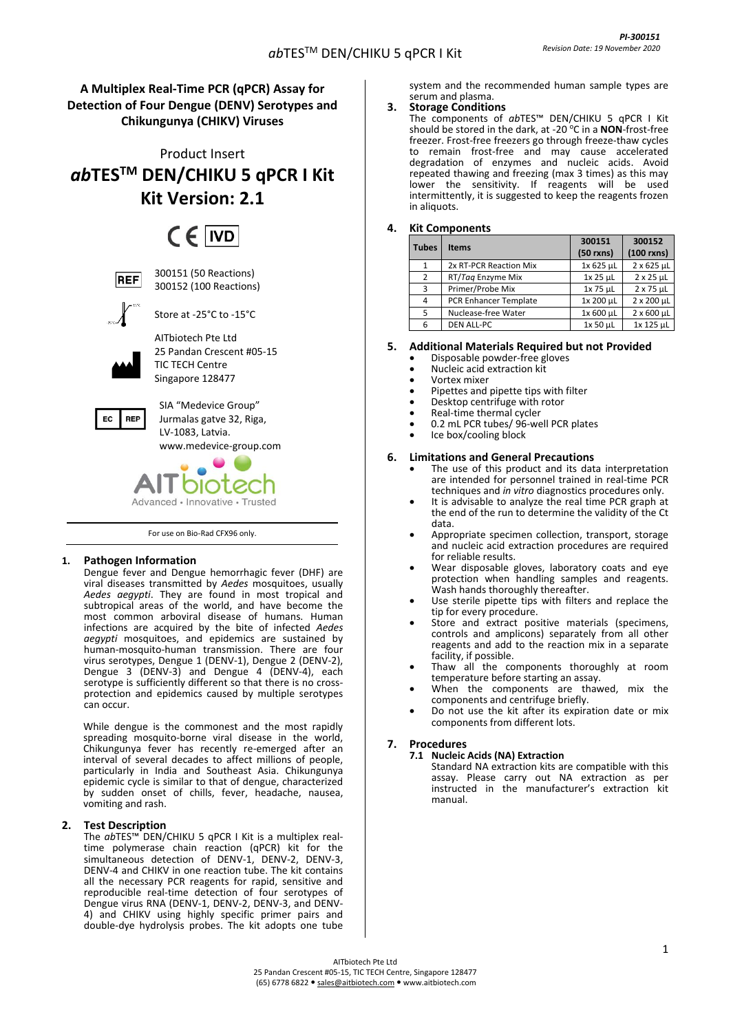# A Multiplex Real-Time PCR (qPCR) Assay for Detection of Four Dengue (DENV) Serotypes and Chikungunya (CHIKV) Viruses

Product Insert

# *ab*TES™ DEN/CHIKU 5 qPCR I Kit

## Kit Version: 2.1

CE IVD

REF 300151 (50 Reactions)
300152 (100 Reactions)

Store at -25°C to -15°C

AITbiotech Pte Ltd
25 Pandan Crescent #05-15
TIC TECH Centre
Singapore 128477

EC REP SIA "Medevice Group"
Jurmalas gatve 32, Riga,
LV-1083, Latvia.
www.medevice-group.com

AITbiotech
Advanced • Innovative • Trusted

For use on Bio-Rad CFX96 only.

## 1. Pathogen Information

Dengue fever and Dengue hemorrhagic fever (DHF) are viral diseases transmitted by *Aedes* mosquitoes, usually *Aedes aegypti*. They are found in most tropical and subtropical areas of the world, and have become the most common arboviral disease of humans. Human infections are acquired by the bite of infected *Aedes aegypti* mosquitoes, and epidemics are sustained by human-mosquito-human transmission. There are four virus serotypes, Dengue 1 (DENV-1), Dengue 2 (DENV-2), Dengue 3 (DENV-3) and Dengue 4 (DENV-4), each serotype is sufficiently different so that there is no cross-protection and epidemics caused by multiple serotypes can occur.

While dengue is the commonest and the most rapidly spreading mosquito-borne viral disease in the world, Chikungunya fever has recently re-emerged after an interval of several decades to affect millions of people, particularly in India and Southeast Asia. Chikungunya epidemic cycle is similar to that of dengue, characterized by sudden onset of chills, fever, headache, nausea, vomiting and rash.

## 2. Test Description

The *ab*TES™ DEN/CHIKU 5 qPCR I Kit is a multiplex real-time polymerase chain reaction (qPCR) kit for the simultaneous detection of DENV-1, DENV-2, DENV-3, DENV-4 and CHIKV in one reaction tube. The kit contains all the necessary PCR reagents for rapid, sensitive and reproducible real-time detection of four serotypes of Dengue virus RNA (DENV-1, DENV-2, DENV-3, and DENV-4) and CHIKV using highly specific primer pairs and double-dye hydrolysis probes. The kit adopts one tube system and the recommended human sample types are serum and plasma.

## 3. Storage Conditions

The components of *ab*TES™ DEN/CHIKU 5 qPCR I Kit should be stored in the dark, at -20 °C in a **NON**-frost-free freezer. Frost-free freezers go through freeze-thaw cycles to remain frost-free and may cause accelerated degradation of enzymes and nucleic acids. Avoid repeated thawing and freezing (max 3 times) as this may lower the sensitivity. If reagents will be used intermittently, it is suggested to keep the reagents frozen in aliquots.

## 4. Kit Components

| Tubes | Items | 300151 (50 rxns) | 300152 (100 rxns) |
|---|---|---|---|
| 1 | 2x RT-PCR Reaction Mix | 1x 625 µL | 2 x 625 µL |
| 2 | RT/*Taq* Enzyme Mix | 1x 25 µL | 2 x 25 µL |
| 3 | Primer/Probe Mix | 1x 75 µL | 2 x 75 µL |
| 4 | PCR Enhancer Template | 1x 200 µL | 2 x 200 µL |
| 5 | Nuclease-free Water | 1x 600 µL | 2 x 600 µL |
| 6 | DEN ALL-PC | 1x 50 µL | 1x 125 µL |

## 5. Additional Materials Required but not Provided

- Disposable powder-free gloves
- Nucleic acid extraction kit
- Vortex mixer
- Pipettes and pipette tips with filter
- Desktop centrifuge with rotor
- Real-time thermal cycler
- 0.2 mL PCR tubes/ 96-well PCR plates
- Ice box/cooling block

## 6. Limitations and General Precautions

- The use of this product and its data interpretation are intended for personnel trained in real-time PCR techniques and *in vitro* diagnostics procedures only.
- It is advisable to analyze the real time PCR graph at the end of the run to determine the validity of the Ct data.
- Appropriate specimen collection, transport, storage and nucleic acid extraction procedures are required for reliable results.
- Wear disposable gloves, laboratory coats and eye protection when handling samples and reagents. Wash hands thoroughly thereafter.
- Use sterile pipette tips with filters and replace the tip for every procedure.
- Store and extract positive materials (specimens, controls and amplicons) separately from all other reagents and add to the reaction mix in a separate facility, if possible.
- Thaw all the components thoroughly at room temperature before starting an assay.
- When the components are thawed, mix the components and centrifuge briefly.
- Do not use the kit after its expiration date or mix components from different lots.

## 7. Procedures

### 7.1 Nucleic Acids (NA) Extraction

Standard NA extraction kits are compatible with this assay. Please carry out NA extraction as per instructed in the manufacturer's extraction kit manual.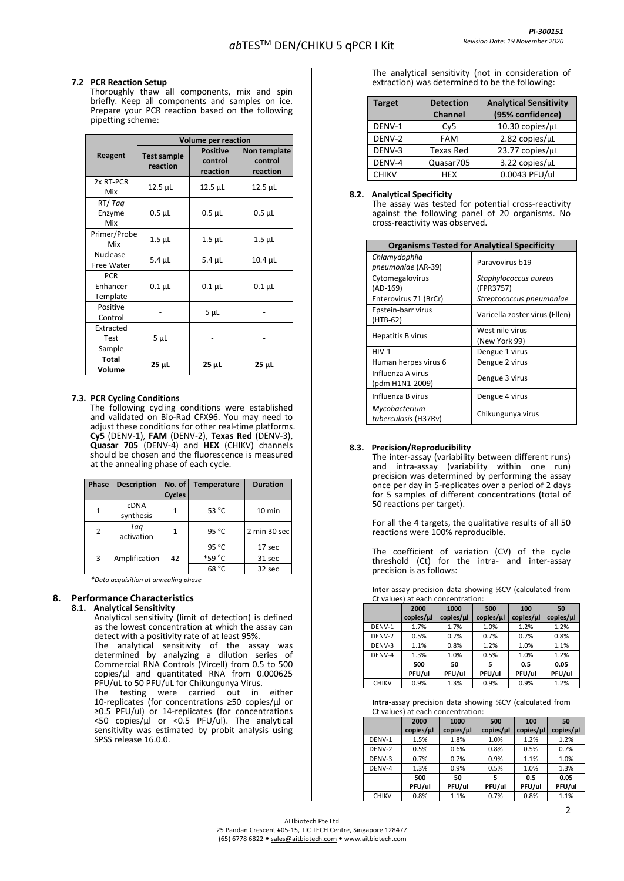### 7.2 PCR Reaction Setup

Thoroughly thaw all components, mix and spin briefly. Keep all components and samples on ice. Prepare your PCR reaction based on the following pipetting scheme:

| Reagent | Volume per reaction | | |
|---|---|---|---|
| | Test sample reaction | Positive control reaction | Non template control reaction |
| 2x RT-PCR Mix | 12.5 µL | 12.5 µL | 12.5 µL |
| RT/ *Taq* Enzyme Mix | 0.5 µL | 0.5 µL | 0.5 µL |
| Primer/Probe Mix | 1.5 µL | 1.5 µL | 1.5 µL |
| Nuclease-Free Water | 5.4 µL | 5.4 µL | 10.4 µL |
| PCR Enhancer Template | 0.1 µL | 0.1 µL | 0.1 µL |
| Positive Control | - | 5 µL | - |
| Extracted Test Sample | 5 µL | - | - |
| **Total Volume** | **25 µL** | **25 µL** | **25 µL** |

### 7.3. PCR Cycling Conditions

The following cycling conditions were established and validated on Bio-Rad CFX96. You may need to adjust these conditions for other real-time platforms. **Cy5** (DENV-1), **FAM** (DENV-2), **Texas Red** (DENV-3), **Quasar 705** (DENV-4) and **HEX** (CHIKV) channels should be chosen and the fluorescence is measured at the annealing phase of each cycle.

| Phase | Description | No. of Cycles | Temperature | Duration |
|---|---|---|---|---|
| 1 | cDNA synthesis | 1 | 53 °C | 10 min |
| 2 | *Taq* activation | 1 | 95 °C | 2 min 30 sec |
| 3 | Amplification | 42 | 95 °C | 17 sec |
| | | | *59 °C | 31 sec |
| | | | 68 °C | 32 sec |

*\*Data acquisition at annealing phase*

## 8. Performance Characteristics

### 8.1. Analytical Sensitivity

Analytical sensitivity (limit of detection) is defined as the lowest concentration at which the assay can detect with a positivity rate of at least 95%.

The analytical sensitivity of the assay was determined by analyzing a dilution series of Commercial RNA Controls (Vircell) from 0.5 to 500 copies/µl and quantitated RNA from 0.000625 PFU/uL to 50 PFU/uL for Chikungunya Virus.

The testing were carried out in either 10-replicates (for concentrations ≥50 copies/µl or ≥0.5 PFU/ul) or 14-replicates (for concentrations <50 copies/µl or <0.5 PFU/ul). The analytical sensitivity was estimated by probit analysis using SPSS release 16.0.0.

The analytical sensitivity (not in consideration of extraction) was determined to be the following:

| Target | Detection Channel | Analytical Sensitivity (95% confidence) |
|---|---|---|
| DENV-1 | Cy5 | 10.30 copies/µL |
| DENV-2 | FAM | 2.82 copies/µL |
| DENV-3 | Texas Red | 23.77 copies/µL |
| DENV-4 | Quasar705 | 3.22 copies/µL |
| CHIKV | HEX | 0.0043 PFU/ul |

### 8.2. Analytical Specificity

The assay was tested for potential cross-reactivity against the following panel of 20 organisms. No cross-reactivity was observed.

| Organisms Tested for Analytical Specificity | |
|---|---|
| *Chlamydophila pneumoniae* (AR-39) | Paravovirus b19 |
| Cytomegalovirus (AD-169) | *Staphylococcus aureus* (FPR3757) |
| Enterovirus 71 (BrCr) | *Streptococcus pneumoniae* |
| Epstein-barr virus (HTB-62) | Varicella zoster virus (Ellen) |
| Hepatitis B virus | West nile virus (New York 99) |
| HIV-1 | Dengue 1 virus |
| Human herpes virus 6 | Dengue 2 virus |
| Influenza A virus (pdm H1N1-2009) | Dengue 3 virus |
| Influenza B virus | Dengue 4 virus |
| *Mycobacterium tuberculosis* (H37Rv) | Chikungunya virus |

### 8.3. Precision/Reproducibility

The inter-assay (variability between different runs) and intra-assay (variability within one run) precision was determined by performing the assay once per day in 5-replicates over a period of 2 days for 5 samples of different concentrations (total of 50 reactions per target).

For all the 4 targets, the qualitative results of all 50 reactions were 100% reproducible.

The coefficient of variation (CV) of the cycle threshold (Ct) for the intra- and inter-assay precision is as follows:

**Inter**-assay precision data showing %CV (calculated from Ct values) at each concentration:

| | 2000 copies/µl | 1000 copies/µl | 500 copies/µl | 100 copies/µl | 50 copies/µl |
|---|---|---|---|---|---|
| DENV-1 | 1.7% | 1.7% | 1.0% | 1.2% | 1.2% |
| DENV-2 | 0.5% | 0.7% | 0.7% | 0.7% | 0.8% |
| DENV-3 | 1.1% | 0.8% | 1.2% | 1.0% | 1.1% |
| DENV-4 | 1.3% | 1.0% | 0.5% | 1.0% | 1.2% |
| | **500 PFU/ul** | **50 PFU/ul** | **5 PFU/ul** | **0.5 PFU/ul** | **0.05 PFU/ul** |
| CHIKV | 0.9% | 1.3% | 0.9% | 0.9% | 1.2% |

**Intra**-assay precision data showing %CV (calculated from Ct values) at each concentration:

| | 2000 copies/µl | 1000 copies/µl | 500 copies/µl | 100 copies/µl | 50 copies/µl |
|---|---|---|---|---|---|
| DENV-1 | 1.5% | 1.8% | 1.0% | 1.2% | 1.2% |
| DENV-2 | 0.5% | 0.6% | 0.8% | 0.5% | 0.7% |
| DENV-3 | 0.7% | 0.7% | 0.9% | 1.1% | 1.0% |
| DENV-4 | 1.3% | 0.9% | 0.5% | 1.0% | 1.3% |
| | **500 PFU/ul** | **50 PFU/ul** | **5 PFU/ul** | **0.5 PFU/ul** | **0.05 PFU/ul** |
| CHIKV | 0.8% | 1.1% | 0.7% | 0.8% | 1.1% |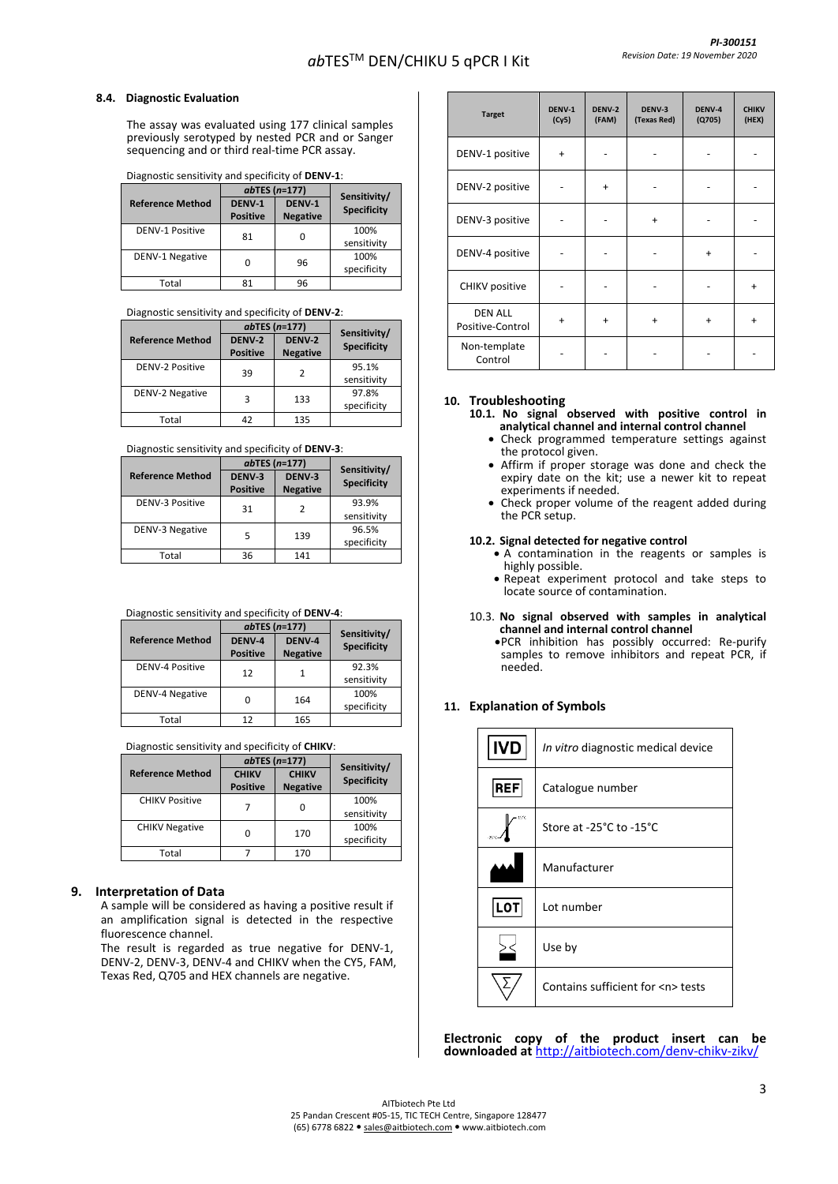### 8.4. Diagnostic Evaluation

The assay was evaluated using 177 clinical samples previously serotyped by nested PCR and or Sanger sequencing and or third real-time PCR assay.

Diagnostic sensitivity and specificity of **DENV-1**:

| Reference Method | *ab*TES (*n*=177) | | Sensitivity/ Specificity |
|---|---|---|---|
| | DENV-1 Positive | DENV-1 Negative | |
| DENV-1 Positive | 81 | 0 | 100% sensitivity |
| DENV-1 Negative | 0 | 96 | 100% specificity |
| Total | 81 | 96 | |

Diagnostic sensitivity and specificity of **DENV-2**:

| Reference Method | *ab*TES (*n*=177) | | Sensitivity/ Specificity |
|---|---|---|---|
| | DENV-2 Positive | DENV-2 Negative | |
| DENV-2 Positive | 39 | 2 | 95.1% sensitivity |
| DENV-2 Negative | 3 | 133 | 97.8% specificity |
| Total | 42 | 135 | |

Diagnostic sensitivity and specificity of **DENV-3**:

| Reference Method | *ab*TES (*n*=177) | | Sensitivity/ Specificity |
|---|---|---|---|
| | DENV-3 Positive | DENV-3 Negative | |
| DENV-3 Positive | 31 | 2 | 93.9% sensitivity |
| DENV-3 Negative | 5 | 139 | 96.5% specificity |
| Total | 36 | 141 | |

Diagnostic sensitivity and specificity of **DENV-4**:

| Reference Method | *ab*TES (*n*=177) | | Sensitivity/ Specificity |
|---|---|---|---|
| | DENV-4 Positive | DENV-4 Negative | |
| DENV-4 Positive | 12 | 1 | 92.3% sensitivity |
| DENV-4 Negative | 0 | 164 | 100% specificity |
| Total | 12 | 165 | |

Diagnostic sensitivity and specificity of **CHIKV**:

| Reference Method | *ab*TES (*n*=177) | | Sensitivity/ Specificity |
|---|---|---|---|
| | CHIKV Positive | CHIKV Negative | |
| CHIKV Positive | 7 | 0 | 100% sensitivity |
| CHIKV Negative | 0 | 170 | 100% specificity |
| Total | 7 | 170 | |

## 9. Interpretation of Data

A sample will be considered as having a positive result if an amplification signal is detected in the respective fluorescence channel.

The result is regarded as true negative for DENV-1, DENV-2, DENV-3, DENV-4 and CHIKV when the CY5, FAM, Texas Red, Q705 and HEX channels are negative.

| Target | DENV-1 (Cy5) | DENV-2 (FAM) | DENV-3 (Texas Red) | DENV-4 (Q705) | CHIKV (HEX) |
|---|---|---|---|---|---|
| DENV-1 positive | + | - | - | - | - |
| DENV-2 positive | - | + | - | - | - |
| DENV-3 positive | - | - | + | - | - |
| DENV-4 positive | - | - | - | + | - |
| CHIKV positive | - | - | - | - | + |
| DEN ALL Positive-Control | + | + | + | + | + |
| Non-template Control | - | - | - | - | - |

## 10. Troubleshooting

### 10.1. No signal observed with positive control in analytical channel and internal control channel

- Check programmed temperature settings against the protocol given.
- Affirm if proper storage was done and check the expiry date on the kit; use a newer kit to repeat experiments if needed.
- Check proper volume of the reagent added during the PCR setup.

### 10.2. Signal detected for negative control

- A contamination in the reagents or samples is highly possible.
- Repeat experiment protocol and take steps to locate source of contamination.

### 10.3. No signal observed with samples in analytical channel and internal control channel

- PCR inhibition has possibly occurred: Re-purify samples to remove inhibitors and repeat PCR, if needed.

## 11. Explanation of Symbols

| | |
|---|---|
| IVD | *In vitro* diagnostic medical device |
| REF | Catalogue number |
| | Store at -25°C to -15°C |
| | Manufacturer |
| LOT | Lot number |
| | Use by |
| | Contains sufficient for <n> tests |

**Electronic copy of the product insert can be downloaded at** http://aitbiotech.com/denv-chikv-zikv/

AITbiotech Pte Ltd
25 Pandan Crescent #05-15, TIC TECH Centre, Singapore 128477
(65) 6778 6822 • sales@aitbiotech.com • www.aitbiotech.com